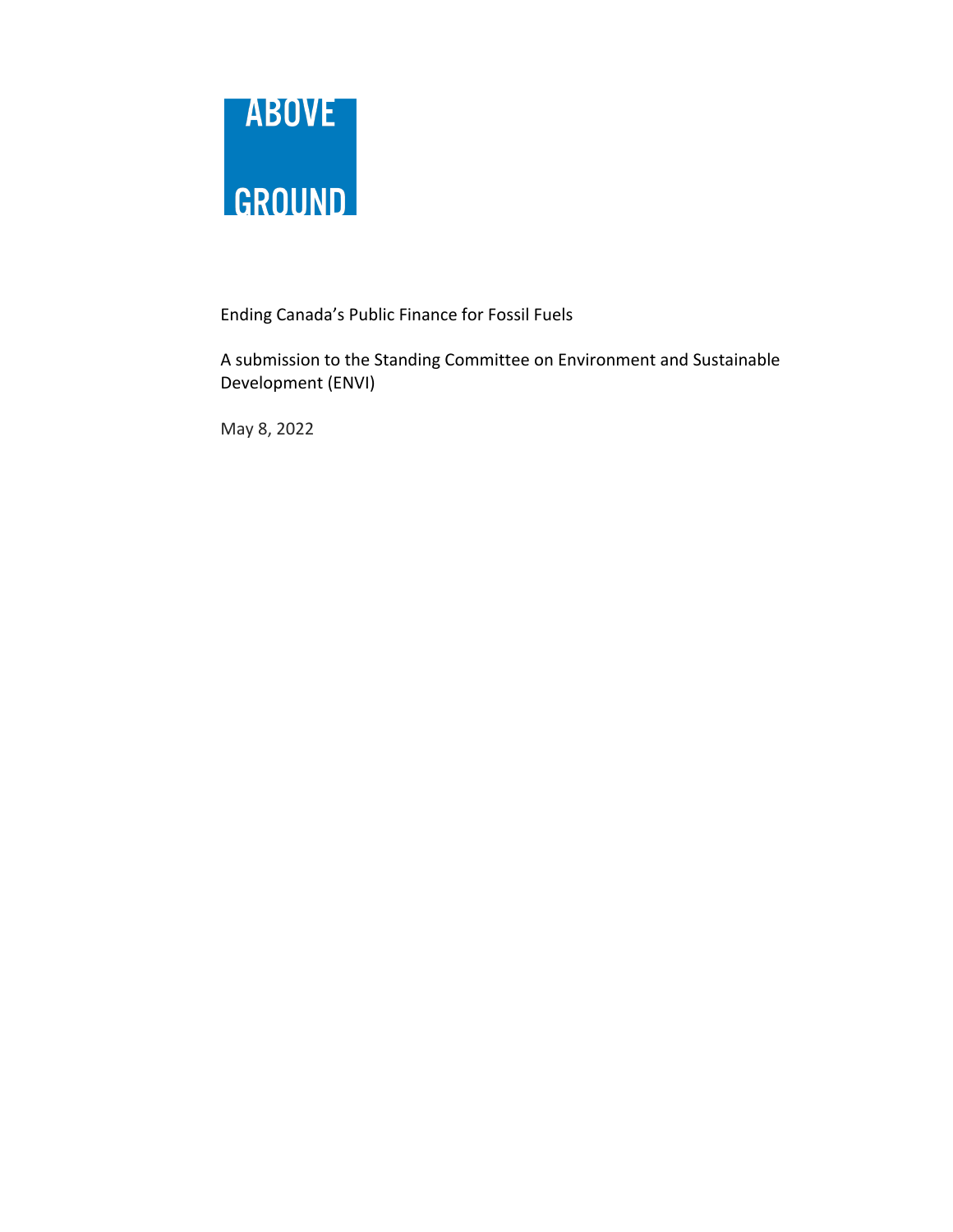ABOVE GROUND

# Ending Canada's Public Finance for Fossil Fuels

A submission to the Standing Committee on Environment and Sustainable Development (ENVI)

May 8, 2022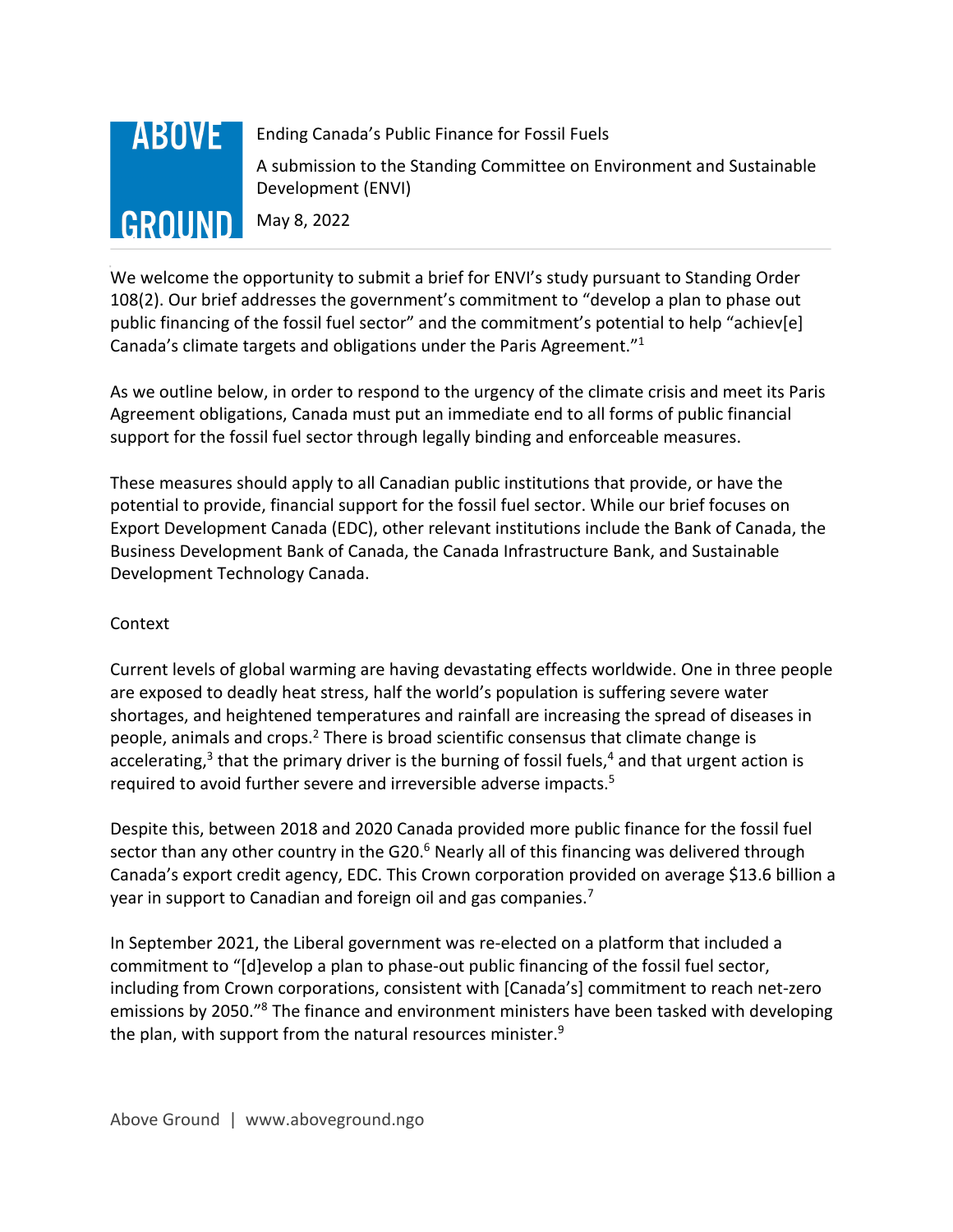**ABOVE GROUND**

Ending Canada's Public Finance for Fossil Fuels

A submission to the Standing Committee on Environment and Sustainable Development (ENVI)

May 8, 2022

---

We welcome the opportunity to submit a brief for ENVI's study pursuant to Standing Order 108(2). Our brief addresses the government's commitment to "develop a plan to phase out public financing of the fossil fuel sector" and the commitment's potential to help "achiev[e] Canada's climate targets and obligations under the Paris Agreement."[1]

As we outline below, in order to respond to the urgency of the climate crisis and meet its Paris Agreement obligations, Canada must put an immediate end to all forms of public financial support for the fossil fuel sector through legally binding and enforceable measures.

These measures should apply to all Canadian public institutions that provide, or have the potential to provide, financial support for the fossil fuel sector. While our brief focuses on Export Development Canada (EDC), other relevant institutions include the Bank of Canada, the Business Development Bank of Canada, the Canada Infrastructure Bank, and Sustainable Development Technology Canada.

## Context

Current levels of global warming are having devastating effects worldwide. One in three people are exposed to deadly heat stress, half the world's population is suffering severe water shortages, and heightened temperatures and rainfall are increasing the spread of diseases in people, animals and crops.[2] There is broad scientific consensus that climate change is accelerating,[3] that the primary driver is the burning of fossil fuels,[4] and that urgent action is required to avoid further severe and irreversible adverse impacts.[5]

Despite this, between 2018 and 2020 Canada provided more public finance for the fossil fuel sector than any other country in the G20.[6] Nearly all of this financing was delivered through Canada's export credit agency, EDC. This Crown corporation provided on average $13.6 billion a year in support to Canadian and foreign oil and gas companies.[7]

In September 2021, the Liberal government was re-elected on a platform that included a commitment to "[d]evelop a plan to phase-out public financing of the fossil fuel sector, including from Crown corporations, consistent with [Canada's] commitment to reach net-zero emissions by 2050."[8] The finance and environment ministers have been tasked with developing the plan, with support from the natural resources minister.[9]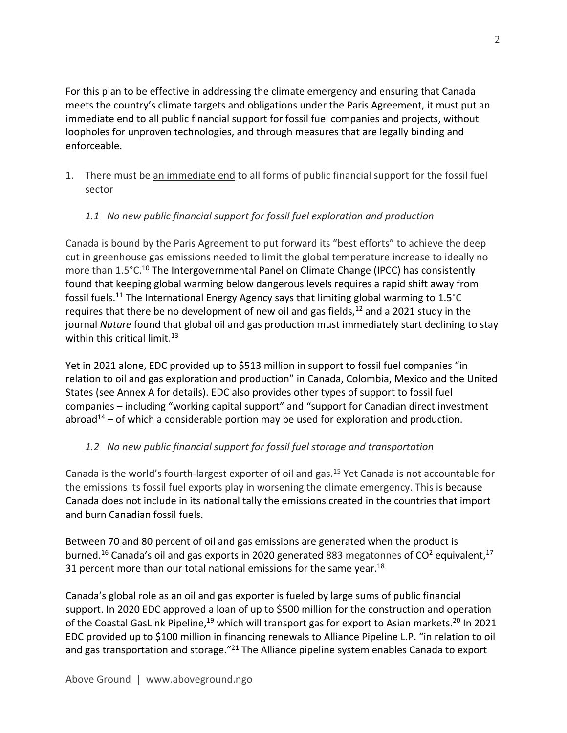For this plan to be effective in addressing the climate emergency and ensuring that Canada meets the country's climate targets and obligations under the Paris Agreement, it must put an immediate end to all public financial support for fossil fuel companies and projects, without loopholes for unproven technologies, and through measures that are legally binding and enforceable.

1. There must be <u>an immediate end</u> to all forms of public financial support for the fossil fuel sector

### *1.1 No new public financial support for fossil fuel exploration and production*

Canada is bound by the Paris Agreement to put forward its "best efforts" to achieve the deep cut in greenhouse gas emissions needed to limit the global temperature increase to ideally no more than 1.5°C.[10] The Intergovernmental Panel on Climate Change (IPCC) has consistently found that keeping global warming below dangerous levels requires a rapid shift away from fossil fuels.[11] The International Energy Agency says that limiting global warming to 1.5°C requires that there be no development of new oil and gas fields,[12] and a 2021 study in the journal *Nature* found that global oil and gas production must immediately start declining to stay within this critical limit.[13]

Yet in 2021 alone, EDC provided up to $513 million in support to fossil fuel companies "in relation to oil and gas exploration and production" in Canada, Colombia, Mexico and the United States (see Annex A for details). EDC also provides other types of support to fossil fuel companies – including "working capital support" and "support for Canadian direct investment abroad[14] – of which a considerable portion may be used for exploration and production.

### *1.2 No new public financial support for fossil fuel storage and transportation*

Canada is the world's fourth-largest exporter of oil and gas.[15] Yet Canada is not accountable for the emissions its fossil fuel exports play in worsening the climate emergency. This is because Canada does not include in its national tally the emissions created in the countries that import and burn Canadian fossil fuels.

Between 70 and 80 percent of oil and gas emissions are generated when the product is burned.[16] Canada's oil and gas exports in 2020 generated 883 megatonnes of $CO^2$ equivalent,[17] 31 percent more than our total national emissions for the same year.[18]

Canada's global role as an oil and gas exporter is fueled by large sums of public financial support. In 2020 EDC approved a loan of up to $500 million for the construction and operation of the Coastal GasLink Pipeline,[19] which will transport gas for export to Asian markets.[20] In 2021 EDC provided up to $100 million in financing renewals to Alliance Pipeline L.P. "in relation to oil and gas transportation and storage."[21] The Alliance pipeline system enables Canada to export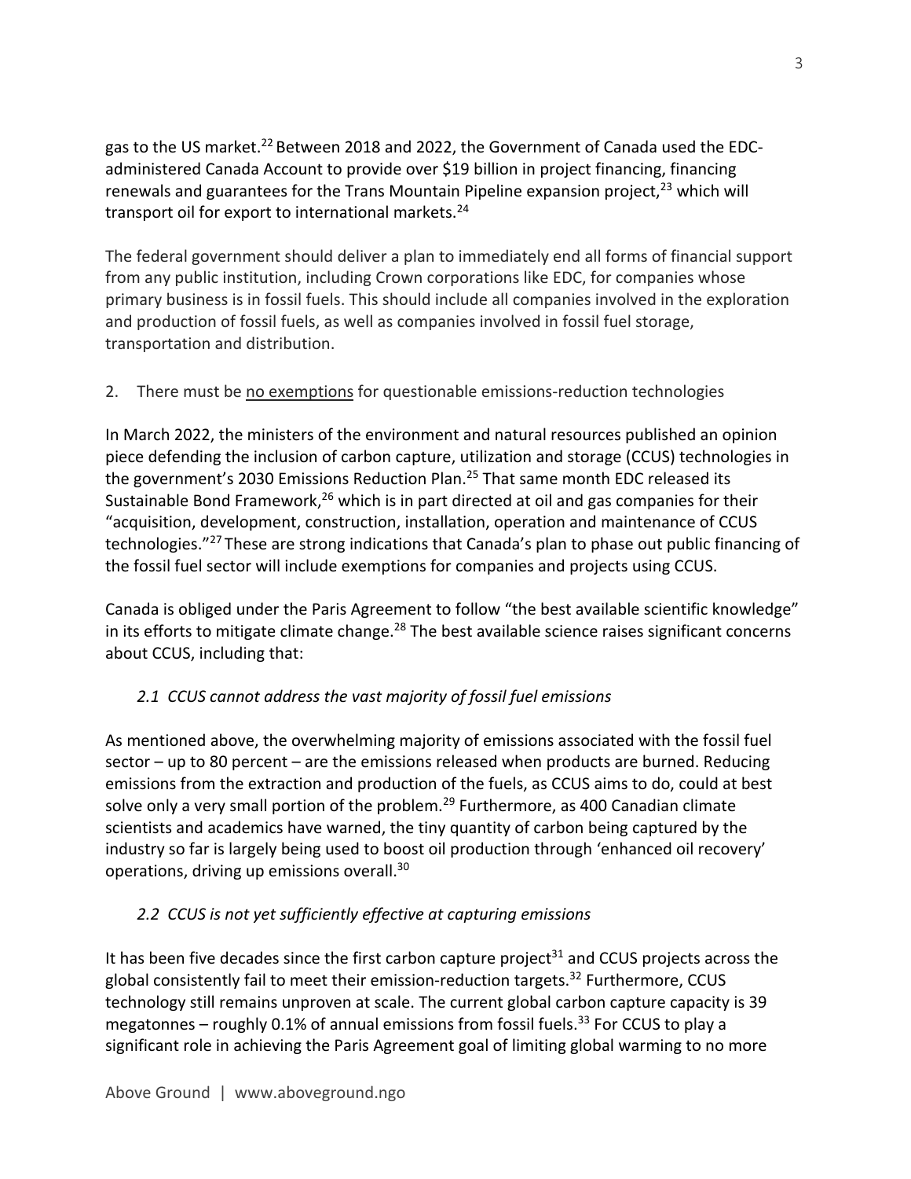gas to the US market.[22] Between 2018 and 2022, the Government of Canada used the EDC-administered Canada Account to provide over $19 billion in project financing, financing renewals and guarantees for the Trans Mountain Pipeline expansion project,[23] which will transport oil for export to international markets.[24]

The federal government should deliver a plan to immediately end all forms of financial support from any public institution, including Crown corporations like EDC, for companies whose primary business is in fossil fuels. This should include all companies involved in the exploration and production of fossil fuels, as well as companies involved in fossil fuel storage, transportation and distribution.

2. There must be <u>no exemptions</u> for questionable emissions-reduction technologies

In March 2022, the ministers of the environment and natural resources published an opinion piece defending the inclusion of carbon capture, utilization and storage (CCUS) technologies in the government's 2030 Emissions Reduction Plan.[25] That same month EDC released its Sustainable Bond Framework,[26] which is in part directed at oil and gas companies for their "acquisition, development, construction, installation, operation and maintenance of CCUS technologies."[27] These are strong indications that Canada's plan to phase out public financing of the fossil fuel sector will include exemptions for companies and projects using CCUS.

Canada is obliged under the Paris Agreement to follow "the best available scientific knowledge" in its efforts to mitigate climate change.[28] The best available science raises significant concerns about CCUS, including that:

*2.1 CCUS cannot address the vast majority of fossil fuel emissions*

As mentioned above, the overwhelming majority of emissions associated with the fossil fuel sector – up to 80 percent – are the emissions released when products are burned. Reducing emissions from the extraction and production of the fuels, as CCUS aims to do, could at best solve only a very small portion of the problem.[29] Furthermore, as 400 Canadian climate scientists and academics have warned, the tiny quantity of carbon being captured by the industry so far is largely being used to boost oil production through 'enhanced oil recovery' operations, driving up emissions overall.[30]

*2.2 CCUS is not yet sufficiently effective at capturing emissions*

It has been five decades since the first carbon capture project[31] and CCUS projects across the global consistently fail to meet their emission-reduction targets.[32] Furthermore, CCUS technology still remains unproven at scale. The current global carbon capture capacity is 39 megatonnes – roughly 0.1% of annual emissions from fossil fuels.[33] For CCUS to play a significant role in achieving the Paris Agreement goal of limiting global warming to no more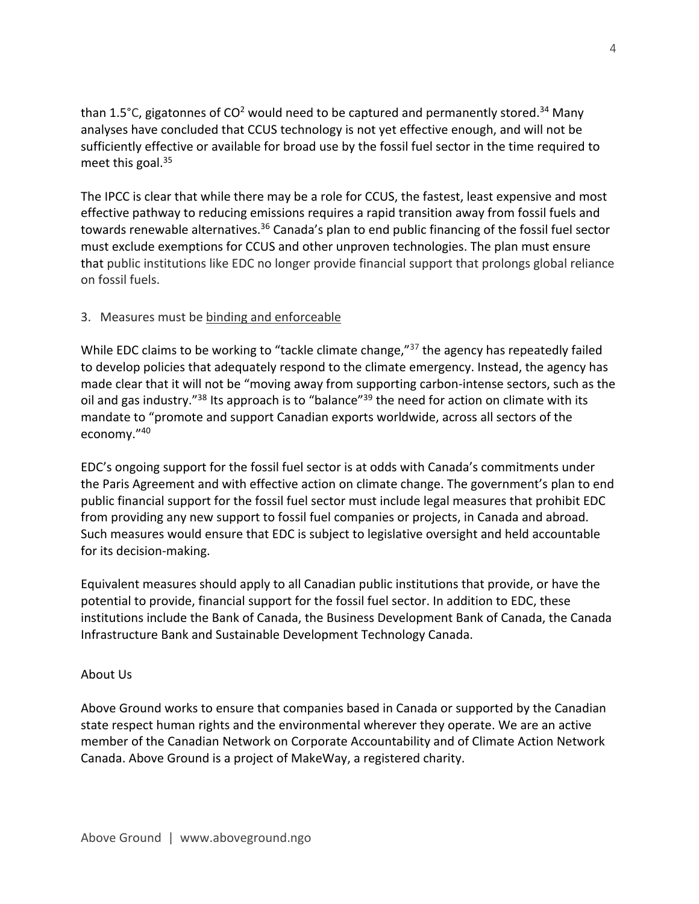than 1.5°C, gigatonnes of $CO^2$ would need to be captured and permanently stored.[34] Many analyses have concluded that CCUS technology is not yet effective enough, and will not be sufficiently effective or available for broad use by the fossil fuel sector in the time required to meet this goal.[35]

The IPCC is clear that while there may be a role for CCUS, the fastest, least expensive and most effective pathway to reducing emissions requires a rapid transition away from fossil fuels and towards renewable alternatives.[36] Canada's plan to end public financing of the fossil fuel sector must exclude exemptions for CCUS and other unproven technologies. The plan must ensure that public institutions like EDC no longer provide financial support that prolongs global reliance on fossil fuels.

3. Measures must be binding and enforceable

While EDC claims to be working to "tackle climate change,"[37] the agency has repeatedly failed to develop policies that adequately respond to the climate emergency. Instead, the agency has made clear that it will not be "moving away from supporting carbon-intense sectors, such as the oil and gas industry."[38] Its approach is to "balance"[39] the need for action on climate with its mandate to "promote and support Canadian exports worldwide, across all sectors of the economy."[40]

EDC's ongoing support for the fossil fuel sector is at odds with Canada's commitments under the Paris Agreement and with effective action on climate change. The government's plan to end public financial support for the fossil fuel sector must include legal measures that prohibit EDC from providing any new support to fossil fuel companies or projects, in Canada and abroad. Such measures would ensure that EDC is subject to legislative oversight and held accountable for its decision-making.

Equivalent measures should apply to all Canadian public institutions that provide, or have the potential to provide, financial support for the fossil fuel sector. In addition to EDC, these institutions include the Bank of Canada, the Business Development Bank of Canada, the Canada Infrastructure Bank and Sustainable Development Technology Canada.

## About Us

Above Ground works to ensure that companies based in Canada or supported by the Canadian state respect human rights and the environmental wherever they operate. We are an active member of the Canadian Network on Corporate Accountability and of Climate Action Network Canada. Above Ground is a project of MakeWay, a registered charity.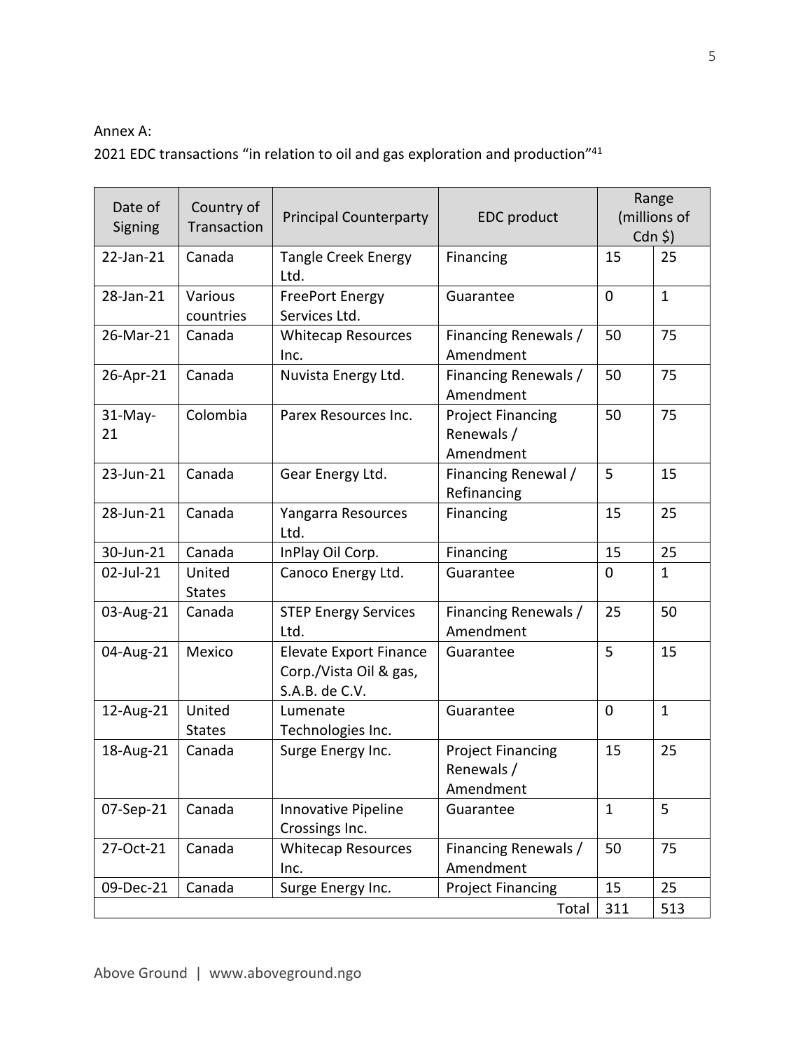Annex A:

2021 EDC transactions "in relation to oil and gas exploration and production"[41]

| Date of Signing | Country of Transaction | Principal Counterparty | EDC product | Range (millions of Cdn $) | |
|---|---|---|---|---|---|
| 22-Jan-21 | Canada | Tangle Creek Energy Ltd. | Financing | 15 | 25 |
| 28-Jan-21 | Various countries | FreePort Energy Services Ltd. | Guarantee | 0 | 1 |
| 26-Mar-21 | Canada | Whitecap Resources Inc. | Financing Renewals / Amendment | 50 | 75 |
| 26-Apr-21 | Canada | Nuvista Energy Ltd. | Financing Renewals / Amendment | 50 | 75 |
| 31-May-21 | Colombia | Parex Resources Inc. | Project Financing Renewals / Amendment | 50 | 75 |
| 23-Jun-21 | Canada | Gear Energy Ltd. | Financing Renewal / Refinancing | 5 | 15 |
| 28-Jun-21 | Canada | Yangarra Resources Ltd. | Financing | 15 | 25 |
| 30-Jun-21 | Canada | InPlay Oil Corp. | Financing | 15 | 25 |
| 02-Jul-21 | United States | Canoco Energy Ltd. | Guarantee | 0 | 1 |
| 03-Aug-21 | Canada | STEP Energy Services Ltd. | Financing Renewals / Amendment | 25 | 50 |
| 04-Aug-21 | Mexico | Elevate Export Finance Corp./Vista Oil & gas, S.A.B. de C.V. | Guarantee | 5 | 15 |
| 12-Aug-21 | United States | Lumenate Technologies Inc. | Guarantee | 0 | 1 |
| 18-Aug-21 | Canada | Surge Energy Inc. | Project Financing Renewals / Amendment | 15 | 25 |
| 07-Sep-21 | Canada | Innovative Pipeline Crossings Inc. | Guarantee | 1 | 5 |
| 27-Oct-21 | Canada | Whitecap Resources Inc. | Financing Renewals / Amendment | 50 | 75 |
| 09-Dec-21 | Canada | Surge Energy Inc. | Project Financing | 15 | 25 |
| | | | Total | 311 | 513 |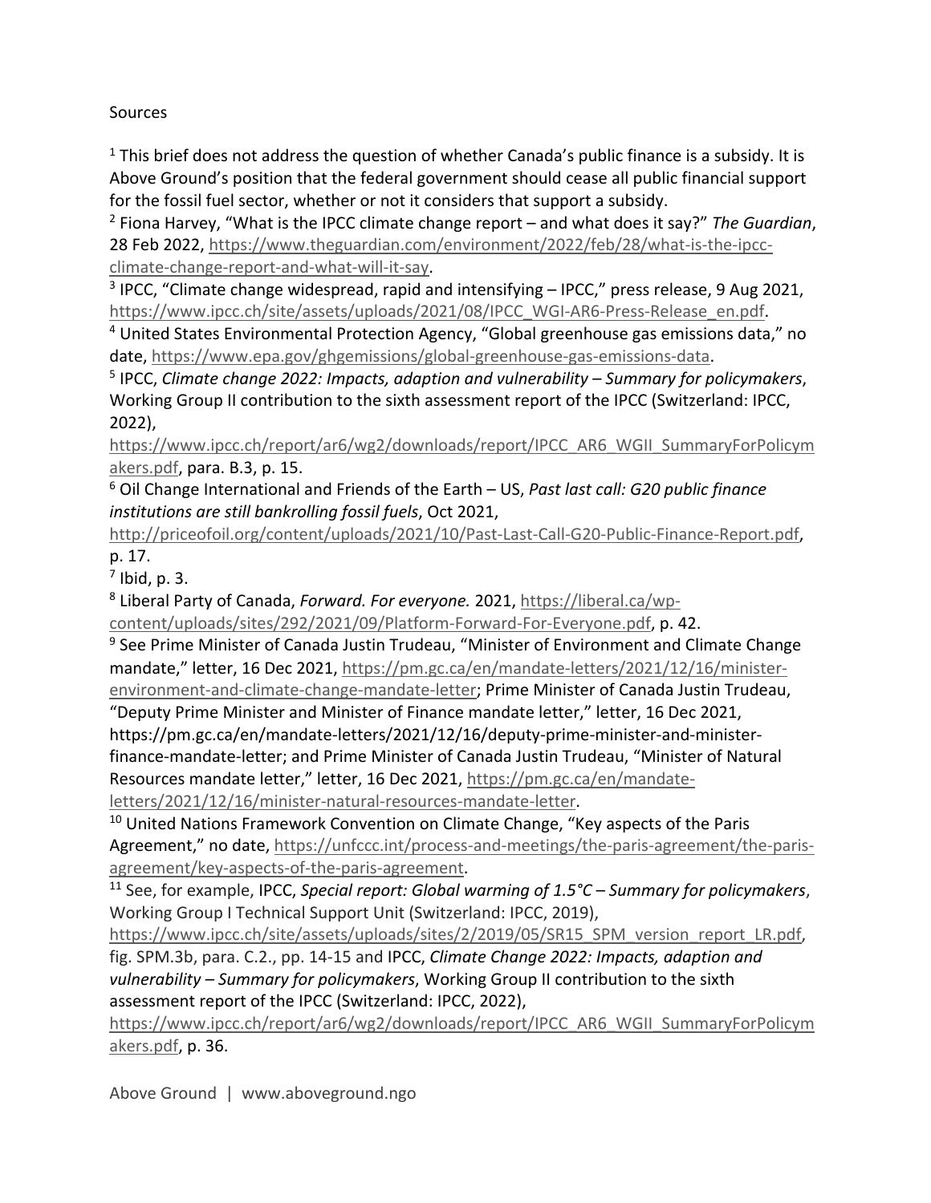Sources

[1] This brief does not address the question of whether Canada's public finance is a subsidy. It is Above Ground's position that the federal government should cease all public financial support for the fossil fuel sector, whether or not it considers that support a subsidy.

[2] Fiona Harvey, "What is the IPCC climate change report – and what does it say?" *The Guardian*, 28 Feb 2022, https://www.theguardian.com/environment/2022/feb/28/what-is-the-ipcc-climate-change-report-and-what-will-it-say.

[3] IPCC, "Climate change widespread, rapid and intensifying – IPCC," press release, 9 Aug 2021, https://www.ipcc.ch/site/assets/uploads/2021/08/IPCC_WGI-AR6-Press-Release_en.pdf.

[4] United States Environmental Protection Agency, "Global greenhouse gas emissions data," no date, https://www.epa.gov/ghgemissions/global-greenhouse-gas-emissions-data.

[5] IPCC, *Climate change 2022: Impacts, adaption and vulnerability – Summary for policymakers*, Working Group II contribution to the sixth assessment report of the IPCC (Switzerland: IPCC, 2022), https://www.ipcc.ch/report/ar6/wg2/downloads/report/IPCC_AR6_WGII_SummaryForPolicymakers.pdf, para. B.3, p. 15.

[6] Oil Change International and Friends of the Earth – US, *Past last call: G20 public finance institutions are still bankrolling fossil fuels*, Oct 2021, http://priceofoil.org/content/uploads/2021/10/Past-Last-Call-G20-Public-Finance-Report.pdf, p. 17.

[7] Ibid, p. 3.

[8] Liberal Party of Canada, *Forward. For everyone.* 2021, https://liberal.ca/wp-content/uploads/sites/292/2021/09/Platform-Forward-For-Everyone.pdf, p. 42.

[9] See Prime Minister of Canada Justin Trudeau, "Minister of Environment and Climate Change mandate," letter, 16 Dec 2021, https://pm.gc.ca/en/mandate-letters/2021/12/16/minister-environment-and-climate-change-mandate-letter; Prime Minister of Canada Justin Trudeau, "Deputy Prime Minister and Minister of Finance mandate letter," letter, 16 Dec 2021, https://pm.gc.ca/en/mandate-letters/2021/12/16/deputy-prime-minister-and-minister-finance-mandate-letter; and Prime Minister of Canada Justin Trudeau, "Minister of Natural Resources mandate letter," letter, 16 Dec 2021, https://pm.gc.ca/en/mandate-letters/2021/12/16/minister-natural-resources-mandate-letter.

[10] United Nations Framework Convention on Climate Change, "Key aspects of the Paris Agreement," no date, https://unfccc.int/process-and-meetings/the-paris-agreement/the-paris-agreement/key-aspects-of-the-paris-agreement.

[11] See, for example, IPCC, *Special report: Global warming of 1.5°C – Summary for policymakers*, Working Group I Technical Support Unit (Switzerland: IPCC, 2019), https://www.ipcc.ch/site/assets/uploads/sites/2/2019/05/SR15_SPM_version_report_LR.pdf, fig. SPM.3b, para. C.2., pp. 14-15 and IPCC, *Climate Change 2022: Impacts, adaption and vulnerability – Summary for policymakers*, Working Group II contribution to the sixth assessment report of the IPCC (Switzerland: IPCC, 2022), https://www.ipcc.ch/report/ar6/wg2/downloads/report/IPCC_AR6_WGII_SummaryForPolicymakers.pdf, p. 36.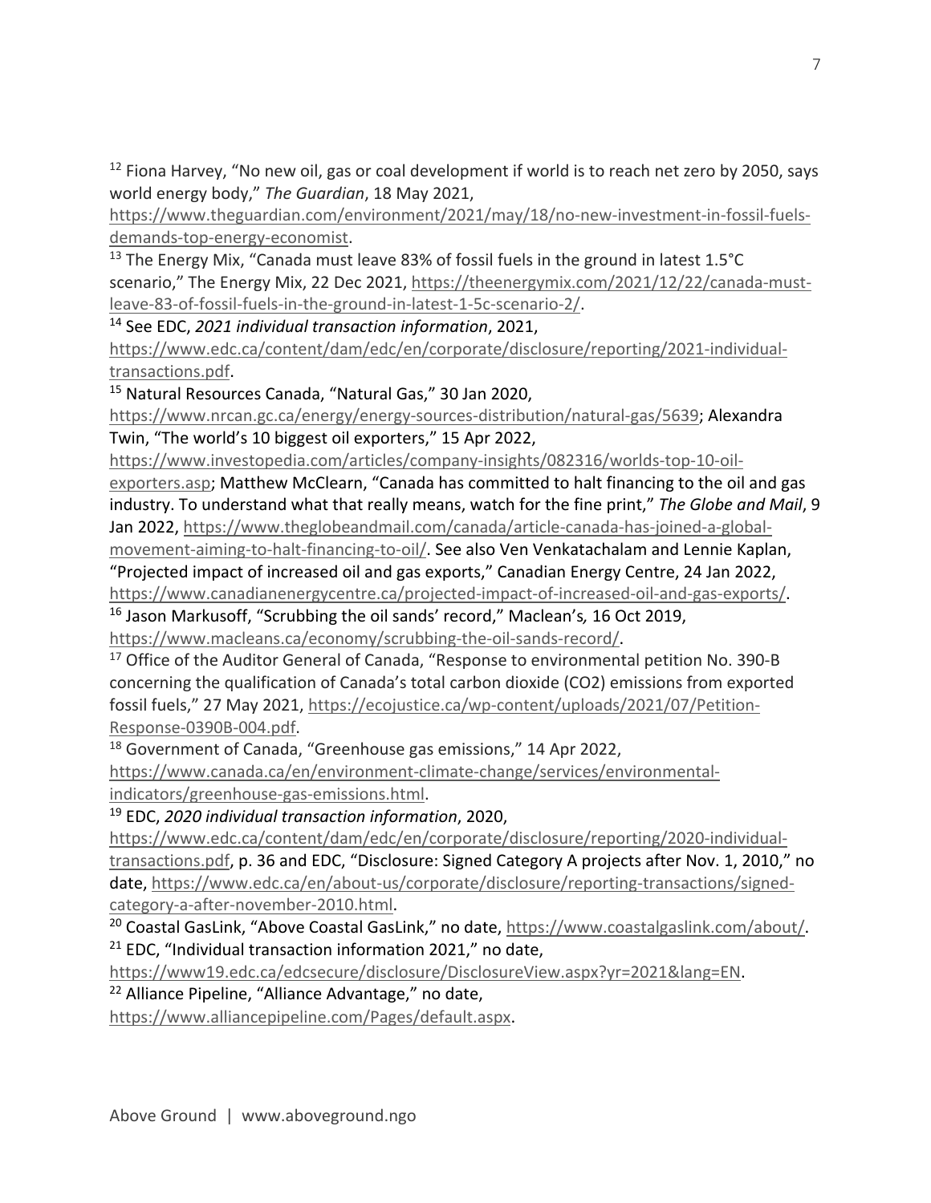[12] Fiona Harvey, "No new oil, gas or coal development if world is to reach net zero by 2050, says world energy body," *The Guardian*, 18 May 2021, https://www.theguardian.com/environment/2021/may/18/no-new-investment-in-fossil-fuels-demands-top-energy-economist.

[13] The Energy Mix, "Canada must leave 83% of fossil fuels in the ground in latest 1.5°C scenario," The Energy Mix, 22 Dec 2021, https://theenergymix.com/2021/12/22/canada-must-leave-83-of-fossil-fuels-in-the-ground-in-latest-1-5c-scenario-2/.

[14] See EDC, *2021 individual transaction information*, 2021, https://www.edc.ca/content/dam/edc/en/corporate/disclosure/reporting/2021-individual-transactions.pdf.

[15] Natural Resources Canada, "Natural Gas," 30 Jan 2020, https://www.nrcan.gc.ca/energy/energy-sources-distribution/natural-gas/5639; Alexandra Twin, "The world's 10 biggest oil exporters," 15 Apr 2022, https://www.investopedia.com/articles/company-insights/082316/worlds-top-10-oil-exporters.asp; Matthew McClearn, "Canada has committed to halt financing to the oil and gas industry. To understand what that really means, watch for the fine print," *The Globe and Mail*, 9 Jan 2022, https://www.theglobeandmail.com/canada/article-canada-has-joined-a-global-movement-aiming-to-halt-financing-to-oil/. See also Ven Venkatachalam and Lennie Kaplan, "Projected impact of increased oil and gas exports," Canadian Energy Centre, 24 Jan 2022, https://www.canadianenergycentre.ca/projected-impact-of-increased-oil-and-gas-exports/.

[16] Jason Markusoff, "Scrubbing the oil sands' record," Maclean's*,* 16 Oct 2019, https://www.macleans.ca/economy/scrubbing-the-oil-sands-record/.

[17] Office of the Auditor General of Canada, "Response to environmental petition No. 390-B concerning the qualification of Canada's total carbon dioxide (CO2) emissions from exported fossil fuels," 27 May 2021, https://ecojustice.ca/wp-content/uploads/2021/07/Petition-Response-0390B-004.pdf.

[18] Government of Canada, "Greenhouse gas emissions," 14 Apr 2022, https://www.canada.ca/en/environment-climate-change/services/environmental-indicators/greenhouse-gas-emissions.html.

[19] EDC, *2020 individual transaction information*, 2020, https://www.edc.ca/content/dam/edc/en/corporate/disclosure/reporting/2020-individual-transactions.pdf, p. 36 and EDC, "Disclosure: Signed Category A projects after Nov. 1, 2010," no date, https://www.edc.ca/en/about-us/corporate/disclosure/reporting-transactions/signed-category-a-after-november-2010.html.

[20] Coastal GasLink, "Above Coastal GasLink," no date, https://www.coastalgaslink.com/about/.

[21] EDC, "Individual transaction information 2021," no date, https://www19.edc.ca/edcsecure/disclosure/DisclosureView.aspx?yr=2021&lang=EN.

[22] Alliance Pipeline, "Alliance Advantage," no date, https://www.alliancepipeline.com/Pages/default.aspx.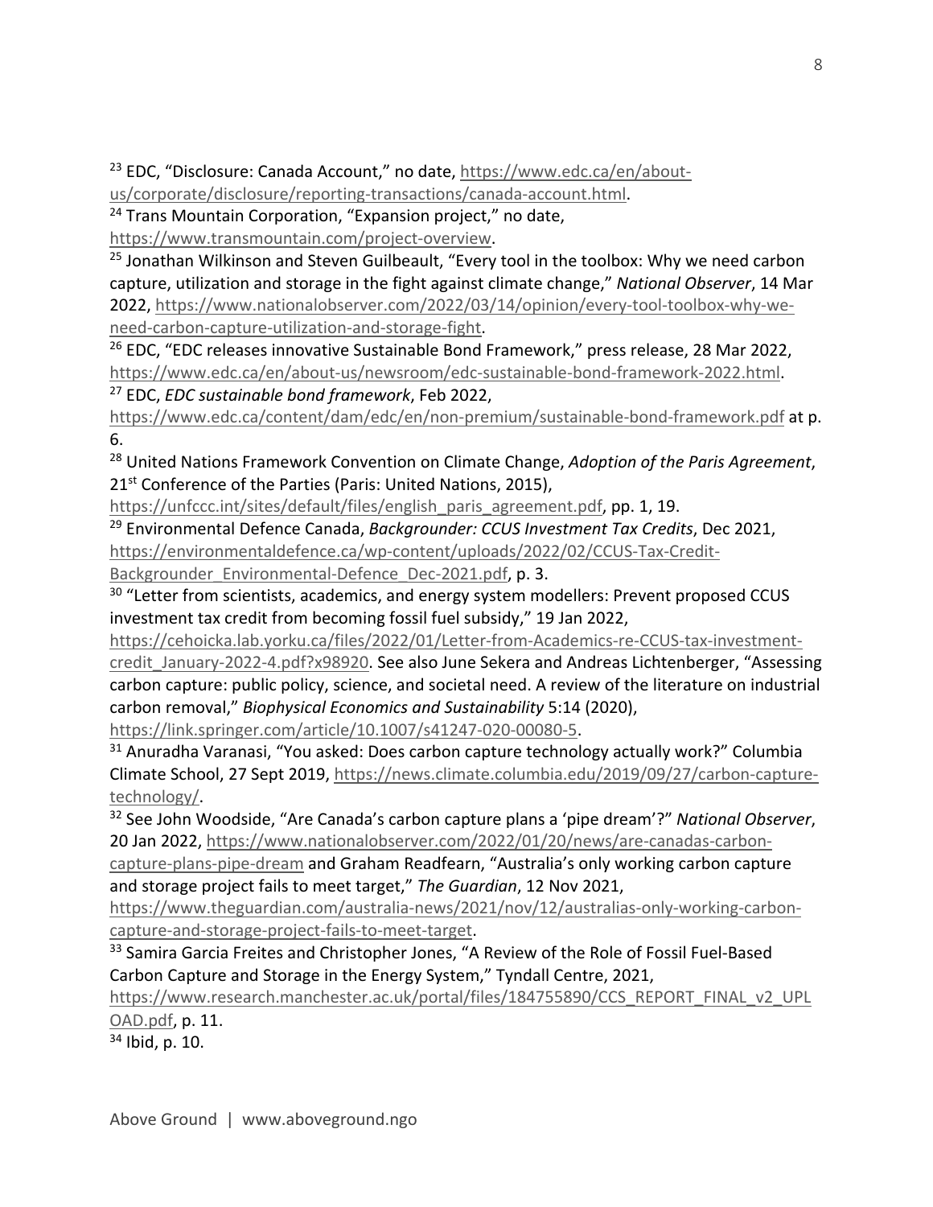[23] EDC, "Disclosure: Canada Account," no date, https://www.edc.ca/en/about-us/corporate/disclosure/reporting-transactions/canada-account.html.

[24] Trans Mountain Corporation, "Expansion project," no date, https://www.transmountain.com/project-overview.

[25] Jonathan Wilkinson and Steven Guilbeault, "Every tool in the toolbox: Why we need carbon capture, utilization and storage in the fight against climate change," *National Observer*, 14 Mar 2022, https://www.nationalobserver.com/2022/03/14/opinion/every-tool-toolbox-why-we-need-carbon-capture-utilization-and-storage-fight.

[26] EDC, "EDC releases innovative Sustainable Bond Framework," press release, 28 Mar 2022, https://www.edc.ca/en/about-us/newsroom/edc-sustainable-bond-framework-2022.html.

[27] EDC, *EDC sustainable bond framework*, Feb 2022, https://www.edc.ca/content/dam/edc/en/non-premium/sustainable-bond-framework.pdf at p. 6.

[28] United Nations Framework Convention on Climate Change, *Adoption of the Paris Agreement*, 21st Conference of the Parties (Paris: United Nations, 2015), https://unfccc.int/sites/default/files/english_paris_agreement.pdf, pp. 1, 19.

[29] Environmental Defence Canada, *Backgrounder: CCUS Investment Tax Credits*, Dec 2021, https://environmentaldefence.ca/wp-content/uploads/2022/02/CCUS-Tax-Credit-Backgrounder_Environmental-Defence_Dec-2021.pdf, p. 3.

[30] "Letter from scientists, academics, and energy system modellers: Prevent proposed CCUS investment tax credit from becoming fossil fuel subsidy," 19 Jan 2022, https://cehoicka.lab.yorku.ca/files/2022/01/Letter-from-Academics-re-CCUS-tax-investment-credit_January-2022-4.pdf?x98920. See also June Sekera and Andreas Lichtenberger, "Assessing carbon capture: public policy, science, and societal need. A review of the literature on industrial carbon removal," *Biophysical Economics and Sustainability* 5:14 (2020), https://link.springer.com/article/10.1007/s41247-020-00080-5.

[31] Anuradha Varanasi, "You asked: Does carbon capture technology actually work?" Columbia Climate School, 27 Sept 2019, https://news.climate.columbia.edu/2019/09/27/carbon-capture-technology/.

[32] See John Woodside, "Are Canada's carbon capture plans a 'pipe dream'?" *National Observer*, 20 Jan 2022, https://www.nationalobserver.com/2022/01/20/news/are-canadas-carbon-capture-plans-pipe-dream and Graham Readfearn, "Australia's only working carbon capture and storage project fails to meet target," *The Guardian*, 12 Nov 2021, https://www.theguardian.com/australia-news/2021/nov/12/australias-only-working-carbon-capture-and-storage-project-fails-to-meet-target.

[33] Samira Garcia Freites and Christopher Jones, "A Review of the Role of Fossil Fuel-Based Carbon Capture and Storage in the Energy System," Tyndall Centre, 2021, https://www.research.manchester.ac.uk/portal/files/184755890/CCS_REPORT_FINAL_v2_UPLOAD.pdf, p. 11.

[34] Ibid, p. 10.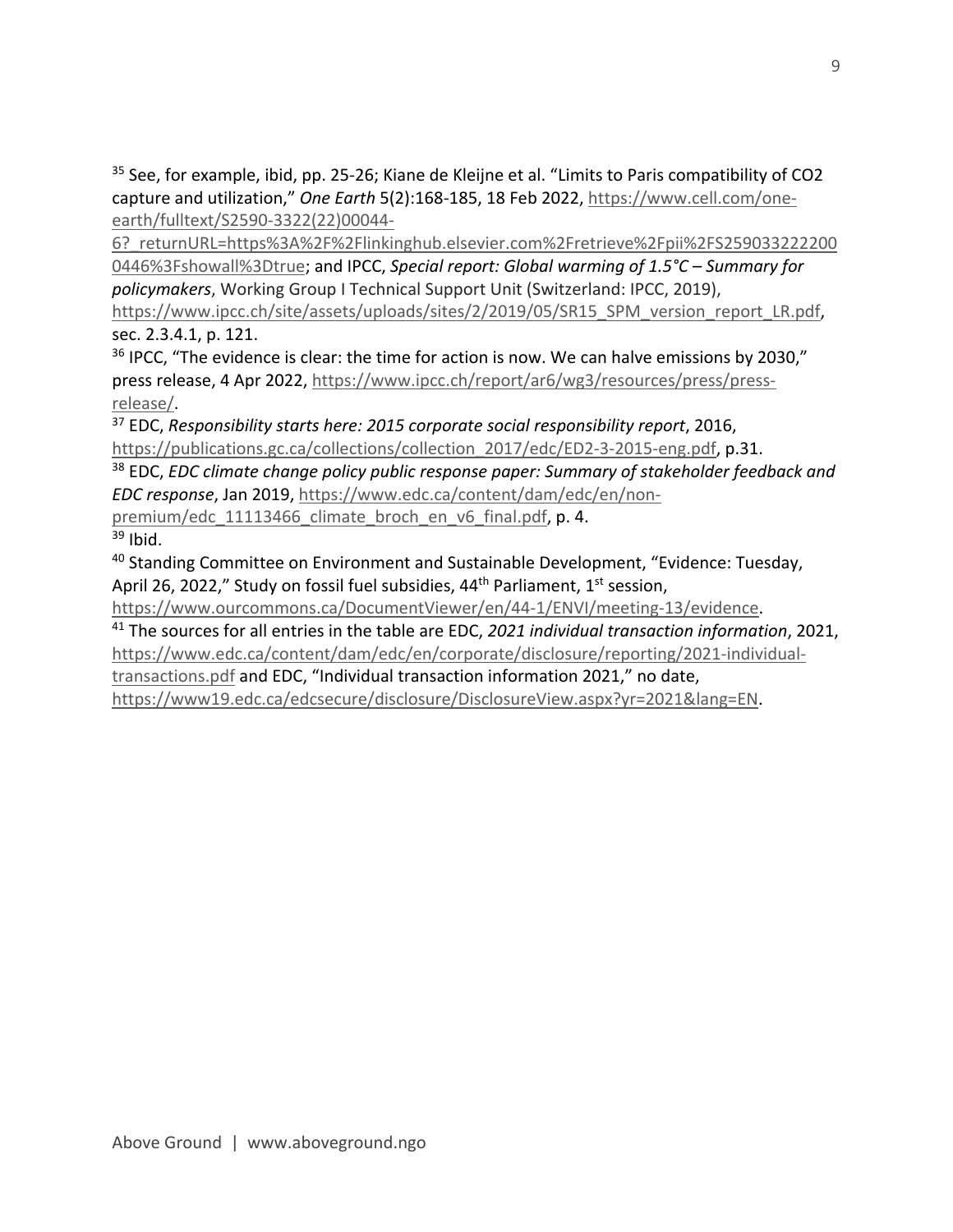[35] See, for example, ibid, pp. 25-26; Kiane de Kleijne et al. "Limits to Paris compatibility of CO2 capture and utilization," *One Earth* 5(2):168-185, 18 Feb 2022, https://www.cell.com/one-earth/fulltext/S2590-3322(22)00044-6?_returnURL=https%3A%2F%2Flinkinghub.elsevier.com%2Fretrieve%2Fpii%2FS2590332222000446%3Fshowall%3Dtrue; and IPCC, *Special report: Global warming of 1.5°C – Summary for policymakers*, Working Group I Technical Support Unit (Switzerland: IPCC, 2019), https://www.ipcc.ch/site/assets/uploads/sites/2/2019/05/SR15_SPM_version_report_LR.pdf, sec. 2.3.4.1, p. 121.

[36] IPCC, "The evidence is clear: the time for action is now. We can halve emissions by 2030," press release, 4 Apr 2022, https://www.ipcc.ch/report/ar6/wg3/resources/press/press-release/.

[37] EDC, *Responsibility starts here: 2015 corporate social responsibility report*, 2016, https://publications.gc.ca/collections/collection_2017/edc/ED2-3-2015-eng.pdf, p.31.

[38] EDC, *EDC climate change policy public response paper: Summary of stakeholder feedback and EDC response*, Jan 2019, https://www.edc.ca/content/dam/edc/en/non-premium/edc_11113466_climate_broch_en_v6_final.pdf, p. 4.

[39] Ibid.

[40] Standing Committee on Environment and Sustainable Development, "Evidence: Tuesday, April 26, 2022," Study on fossil fuel subsidies, 44th Parliament, 1st session, https://www.ourcommons.ca/DocumentViewer/en/44-1/ENVI/meeting-13/evidence.

[41] The sources for all entries in the table are EDC, *2021 individual transaction information*, 2021, https://www.edc.ca/content/dam/edc/en/corporate/disclosure/reporting/2021-individual-transactions.pdf and EDC, "Individual transaction information 2021," no date, https://www19.edc.ca/edcsecure/disclosure/DisclosureView.aspx?yr=2021&lang=EN.